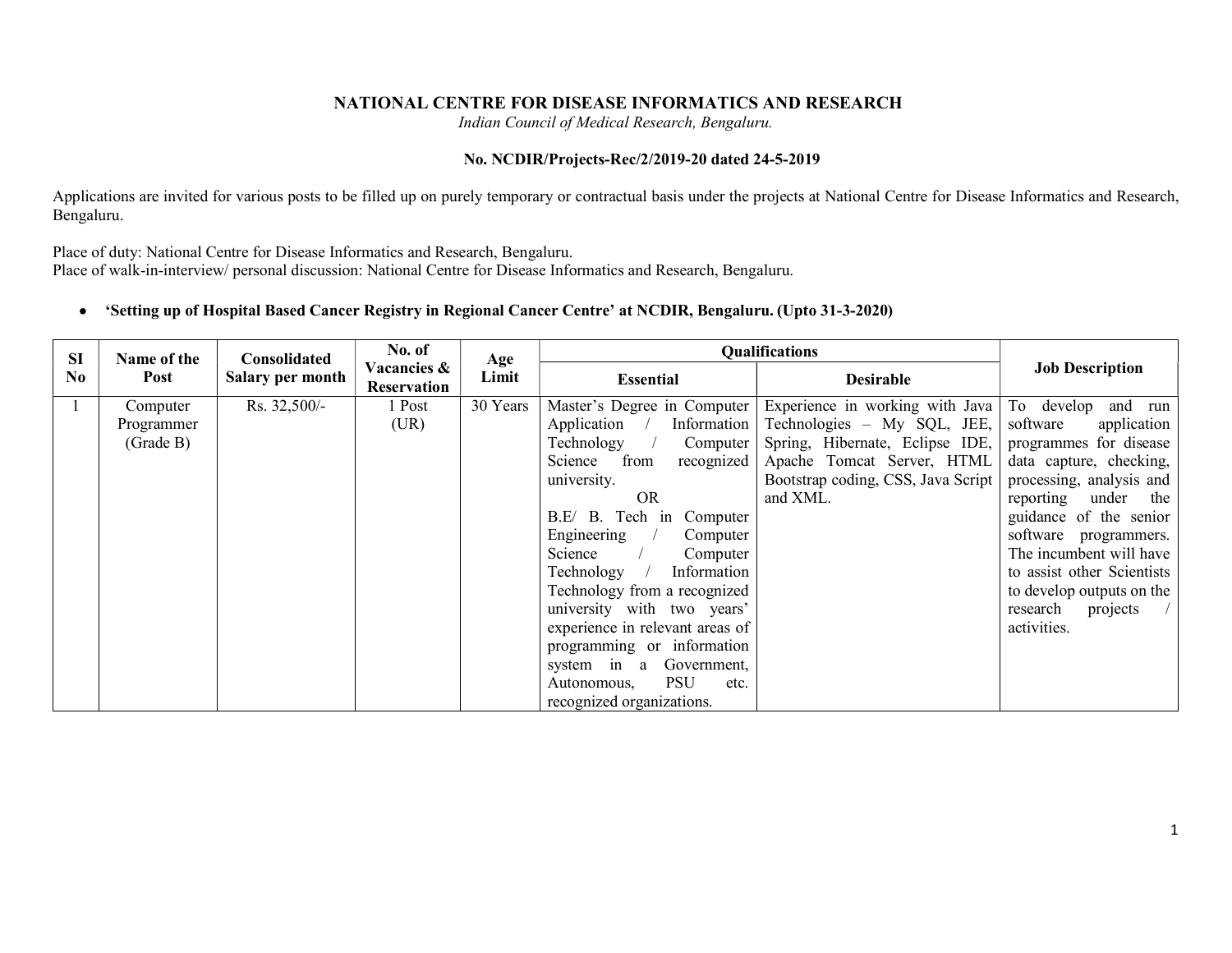**NATIONAL CENTRE FOR DISEASE INFORMATICS AND RESEARCH**

*Indian Council of Medical Research, Bengaluru.*

**No. NCDIR/Projects-Rec/2/2019-20 dated 24-5-2019**

Applications are invited for various posts to be filled up on purely temporary or contractual basis under the projects at National Centre for Disease Informatics and Research, Bengaluru.

Place of duty: National Centre for Disease Informatics and Research, Bengaluru.
Place of walk-in-interview/ personal discussion: National Centre for Disease Informatics and Research, Bengaluru.

- **'Setting up of Hospital Based Cancer Registry in Regional Cancer Centre' at NCDIR, Bengaluru. (Upto 31-3-2020)**

| SI No | Name of the Post | Consolidated Salary per month | No. of Vacancies & Reservation | Age Limit | Qualifications | | Job Description |
|---|---|---|---|---|---|---|---|
| | | | | | Essential | Desirable | |
| 1 | Computer Programmer (Grade B) | Rs. 32,500/- | 1 Post (UR) | 30 Years | Master's Degree in Computer Application / Information Technology / Computer Science from recognized university. OR B.E/ B. Tech in Computer Engineering / Computer Science / Computer Technology / Information Technology from a recognized university with two years' experience in relevant areas of programming or information system in a Government, Autonomous, PSU etc. recognized organizations. | Experience in working with Java Technologies – My SQL, JEE, Spring, Hibernate, Eclipse IDE, Apache Tomcat Server, HTML Bootstrap coding, CSS, Java Script and XML. | To develop and run software application programmes for disease data capture, checking, processing, analysis and reporting under the guidance of the senior software programmers. The incumbent will have to assist other Scientists to develop outputs on the research projects / activities. |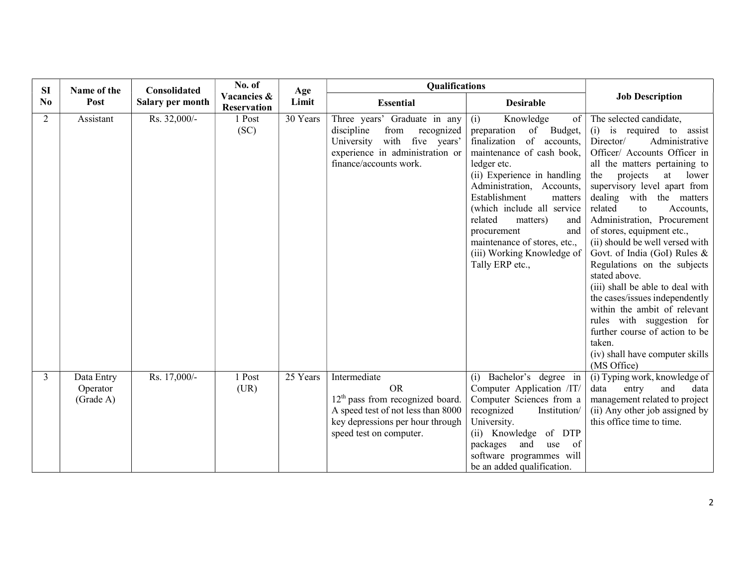| Sl No | Name of the Post | Consolidated Salary per month | No. of Vacancies & Reservation | Age Limit | Qualifications | | Job Description |
|---|---|---|---|---|---|---|---|
| | | | | | Essential | Desirable | |
| 2 | Assistant | Rs. 32,000/- | 1 Post (SC) | 30 Years | Three years' Graduate in any discipline from recognized University with five years' experience in administration or finance/accounts work. | (i) Knowledge of preparation of Budget, finalization of accounts, maintenance of cash book, ledger etc.<br>(ii) Experience in handling Administration, Accounts, Establishment matters (which include all service related matters) and procurement and maintenance of stores, etc.,<br>(iii) Working Knowledge of Tally ERP etc., | The selected candidate,<br>(i) is required to assist Director/ Administrative Officer/ Accounts Officer in all the matters pertaining to the projects at lower supervisory level apart from dealing with the matters related to Accounts, Administration, Procurement of stores, equipment etc.,<br>(ii) should be well versed with Govt. of India (GoI) Rules & Regulations on the subjects stated above.<br>(iii) shall be able to deal with the cases/issues independently within the ambit of relevant rules with suggestion for further course of action to be taken.<br>(iv) shall have computer skills (MS Office) |
| 3 | Data Entry Operator (Grade A) | Rs. 17,000/- | 1 Post (UR) | 25 Years | Intermediate<br>OR<br>12th pass from recognized board. A speed test of not less than 8000 key depressions per hour through speed test on computer. | (i) Bachelor's degree in Computer Application /IT/ Computer Sciences from a recognized Institution/ University.<br>(ii) Knowledge of DTP packages and use of software programmes will be an added qualification. | (i) Typing work, knowledge of data entry and data management related to project<br>(ii) Any other job assigned by this office time to time. |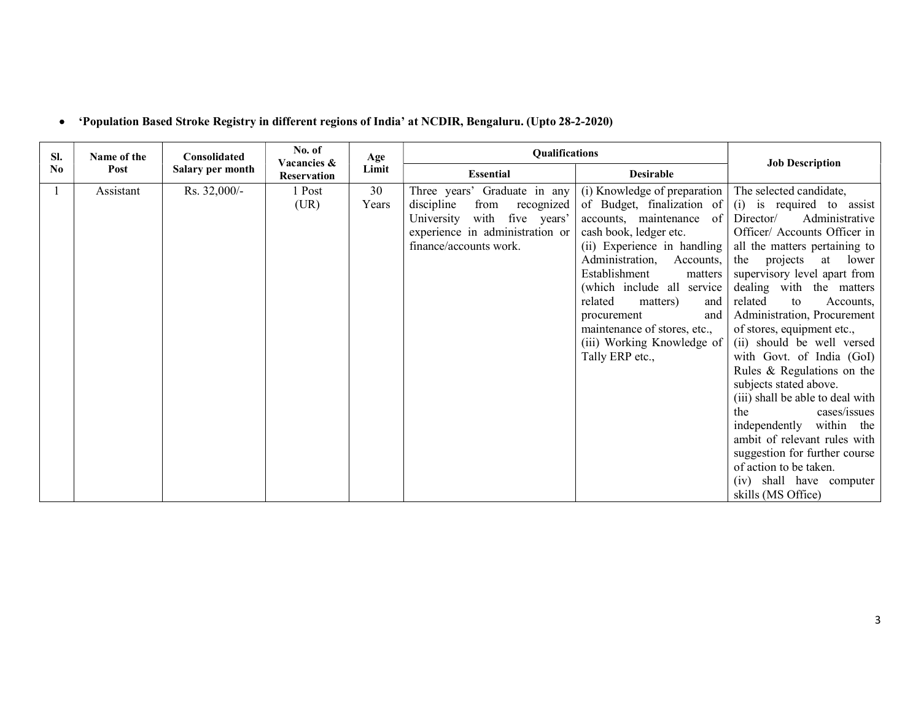- **'Population Based Stroke Registry in different regions of India' at NCDIR, Bengaluru. (Upto 28-2-2020)**

| Sl. No | Name of the Post | Consolidated Salary per month | No. of Vacancies & Reservation | Age Limit | Qualifications | | Job Description |
|---|---|---|---|---|---|---|---|
| | | | | | Essential | Desirable | |
| 1 | Assistant | Rs. 32,000/- | 1 Post (UR) | 30 Years | Three years' Graduate in any discipline from recognized University with five years' experience in administration or finance/accounts work. | (i) Knowledge of preparation of Budget, finalization of accounts, maintenance of cash book, ledger etc. (ii) Experience in handling Administration, Accounts, Establishment matters (which include all service related matters) and procurement and maintenance of stores, etc., (iii) Working Knowledge of Tally ERP etc., | The selected candidate, (i) is required to assist Director/ Administrative Officer/ Accounts Officer in all the matters pertaining to the projects at lower supervisory level apart from dealing with the matters related to Accounts, Administration, Procurement of stores, equipment etc., (ii) should be well versed with Govt. of India (GoI) Rules & Regulations on the subjects stated above. (iii) shall be able to deal with the cases/issues independently within the ambit of relevant rules with suggestion for further course of action to be taken. (iv) shall have computer skills (MS Office) |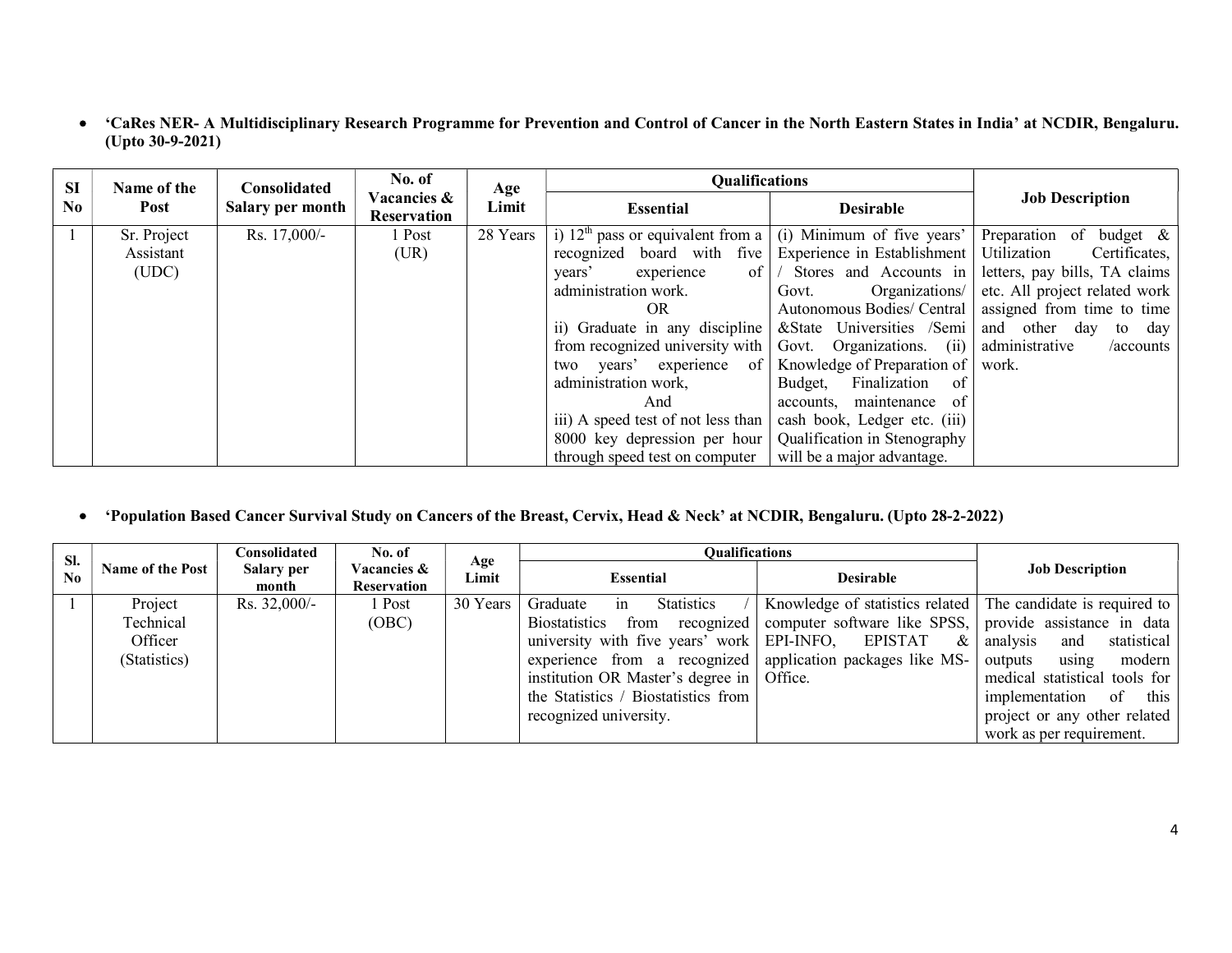- **'CaRes NER- A Multidisciplinary Research Programme for Prevention and Control of Cancer in the North Eastern States in India' at NCDIR, Bengaluru. (Upto 30-9-2021)**

| SI No | Name of the Post | Consolidated Salary per month | No. of Vacancies & Reservation | Age Limit | Qualifications | | Job Description |
|---|---|---|---|---|---|---|---|
| | | | | | Essential | Desirable | |
| 1 | Sr. Project Assistant (UDC) | Rs. 17,000/- | 1 Post (UR) | 28 Years | i) 12th pass or equivalent from a recognized board with five years' experience of administration work. OR ii) Graduate in any discipline from recognized university with two years' experience of administration work, And iii) A speed test of not less than 8000 key depression per hour through speed test on computer | (i) Minimum of five years' Experience in Establishment / Stores and Accounts in Govt. Organizations/ Autonomous Bodies/ Central &State Universities /Semi Govt. Organizations. (ii) Knowledge of Preparation of Budget, Finalization of accounts, maintenance of cash book, Ledger etc. (iii) Qualification in Stenography will be a major advantage. | Preparation of budget & Utilization Certificates, letters, pay bills, TA claims etc. All project related work assigned from time to time and other day to day administrative /accounts work. |

- **'Population Based Cancer Survival Study on Cancers of the Breast, Cervix, Head & Neck' at NCDIR, Bengaluru. (Upto 28-2-2022)**

| Sl. No | Name of the Post | Consolidated Salary per month | No. of Vacancies & Reservation | Age Limit | Qualifications | | Job Description |
|---|---|---|---|---|---|---|---|
| | | | | | Essential | Desirable | |
| 1 | Project Technical Officer (Statistics) | Rs. 32,000/- | 1 Post (OBC) | 30 Years | Graduate in Statistics / Biostatistics from recognized university with five years' work experience from a recognized institution OR Master's degree in the Statistics / Biostatistics from recognized university. | Knowledge of statistics related computer software like SPSS, EPI-INFO, EPISTAT & application packages like MS-Office. | The candidate is required to provide assistance in data analysis and statistical outputs using modern medical statistical tools for implementation of this project or any other related work as per requirement. |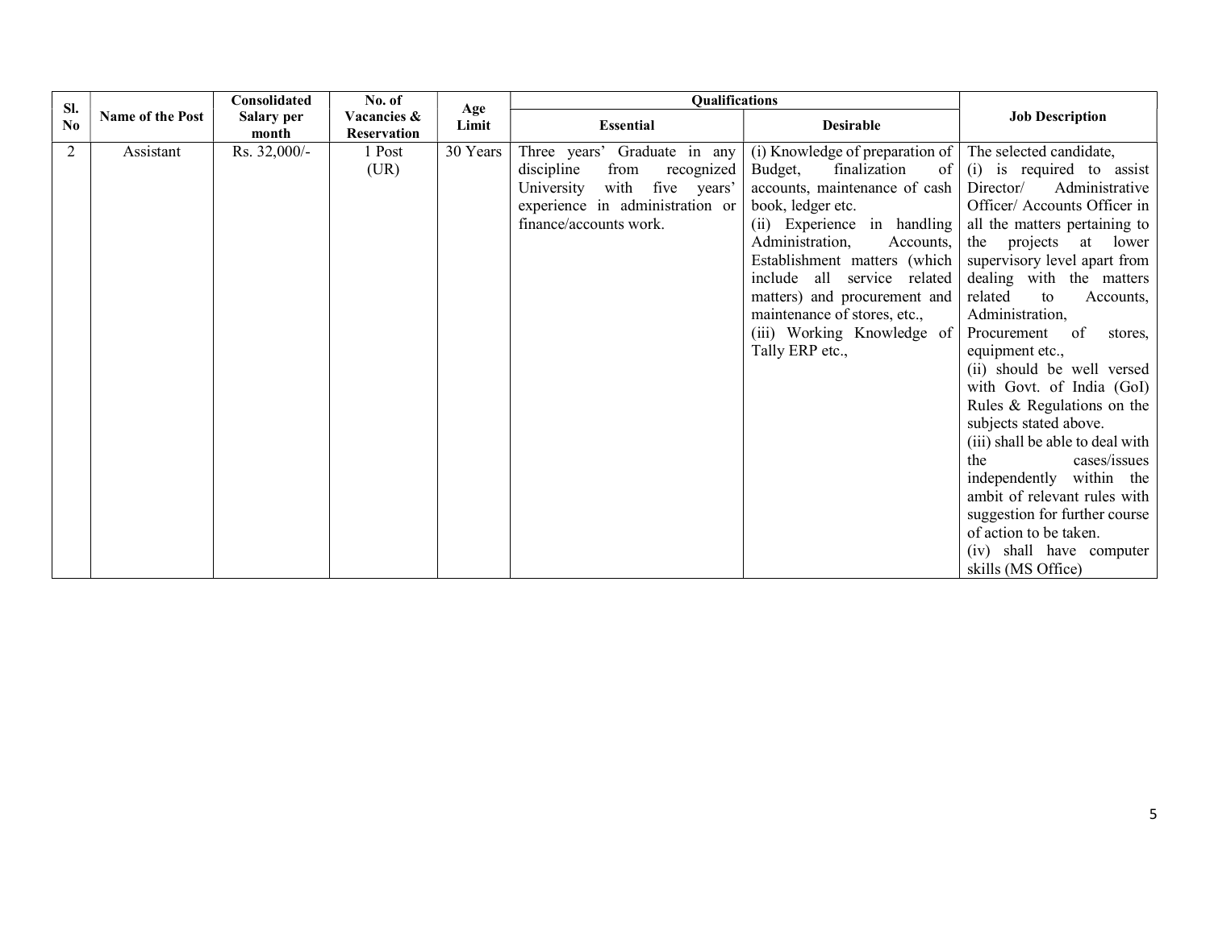| Sl. No | Name of the Post | Consolidated Salary per month | No. of Vacancies & Reservation | Age Limit | Qualifications | | Job Description |
|---|---|---|---|---|---|---|---|
| | | | | | Essential | Desirable | |
| 2 | Assistant | Rs. 32,000/- | 1 Post (UR) | 30 Years | Three years' Graduate in any discipline from recognized University with five years' experience in administration or finance/accounts work. | (i) Knowledge of preparation of Budget, finalization of accounts, maintenance of cash book, ledger etc.<br>(ii) Experience in handling Administration, Accounts, Establishment matters (which include all service related matters) and procurement and maintenance of stores, etc.,<br>(iii) Working Knowledge of Tally ERP etc., | The selected candidate,<br>(i) is required to assist Director/ Administrative Officer/ Accounts Officer in all the matters pertaining to the projects at lower supervisory level apart from dealing with the matters related to Accounts, Administration, Procurement of stores, equipment etc.,<br>(ii) should be well versed with Govt. of India (GoI) Rules & Regulations on the subjects stated above.<br>(iii) shall be able to deal with the cases/issues independently within the ambit of relevant rules with suggestion for further course of action to be taken.<br>(iv) shall have computer skills (MS Office) |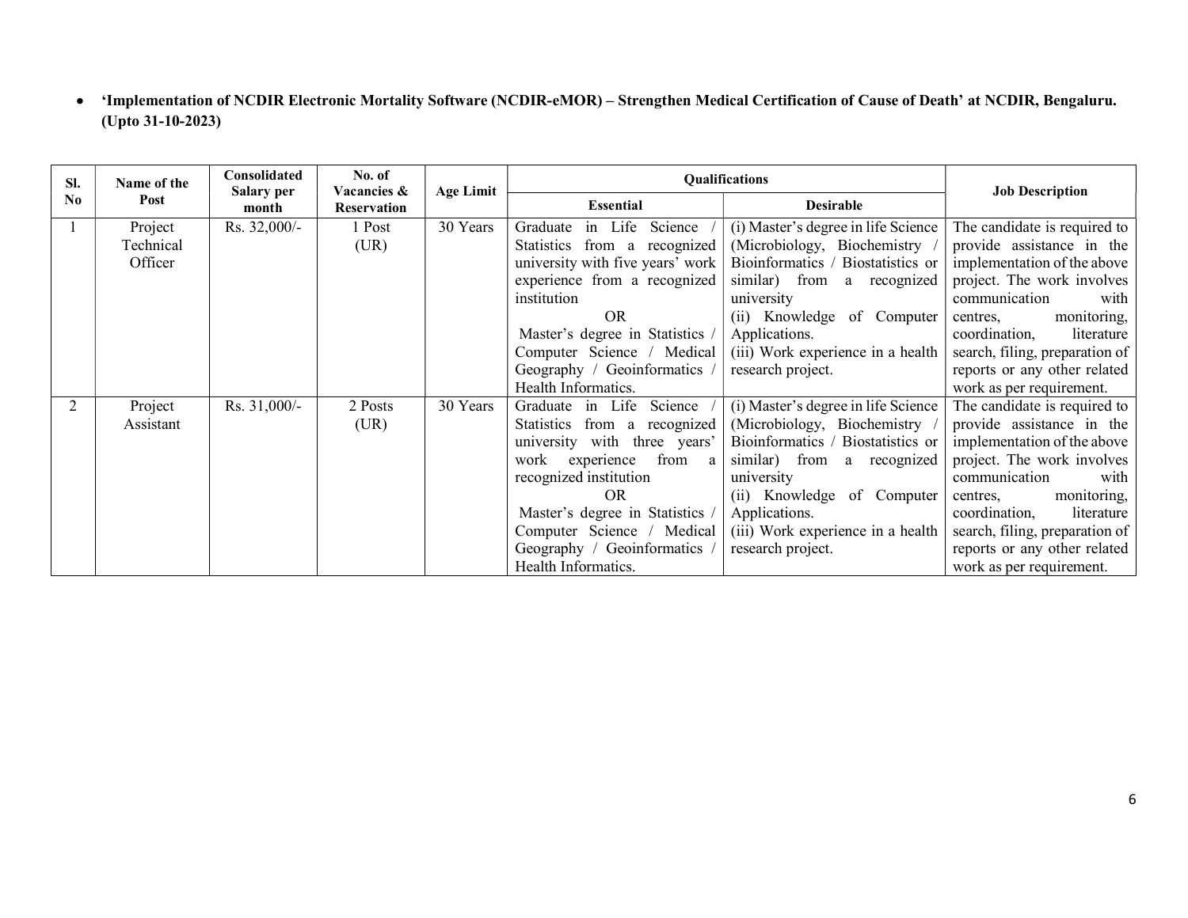- **'Implementation of NCDIR Electronic Mortality Software (NCDIR-eMOR) – Strengthen Medical Certification of Cause of Death' at NCDIR, Bengaluru. (Upto 31-10-2023)**

| Sl. No | Name of the Post | Consolidated Salary per month | No. of Vacancies & Reservation | Age Limit | Qualifications | | Job Description |
|---|---|---|---|---|---|---|---|
| | | | | | Essential | Desirable | |
| 1 | Project Technical Officer | Rs. 32,000/- | 1 Post (UR) | 30 Years | Graduate in Life Science / Statistics from a recognized university with five years' work experience from a recognized institution<br>OR<br>Master's degree in Statistics / Computer Science / Medical Geography / Geoinformatics / Health Informatics. | (i) Master's degree in life Science (Microbiology, Biochemistry / Bioinformatics / Biostatistics or similar) from a recognized university<br>(ii) Knowledge of Computer Applications.<br>(iii) Work experience in a health research project. | The candidate is required to provide assistance in the implementation of the above project. The work involves communication with centres, monitoring, coordination, literature search, filing, preparation of reports or any other related work as per requirement. |
| 2 | Project Assistant | Rs. 31,000/- | 2 Posts (UR) | 30 Years | Graduate in Life Science / Statistics from a recognized university with three years' work experience from a recognized institution<br>OR<br>Master's degree in Statistics / Computer Science / Medical Geography / Geoinformatics / Health Informatics. | (i) Master's degree in life Science (Microbiology, Biochemistry / Bioinformatics / Biostatistics or similar) from a recognized university<br>(ii) Knowledge of Computer Applications.<br>(iii) Work experience in a health research project. | The candidate is required to provide assistance in the implementation of the above project. The work involves communication with centres, monitoring, coordination, literature search, filing, preparation of reports or any other related work as per requirement. |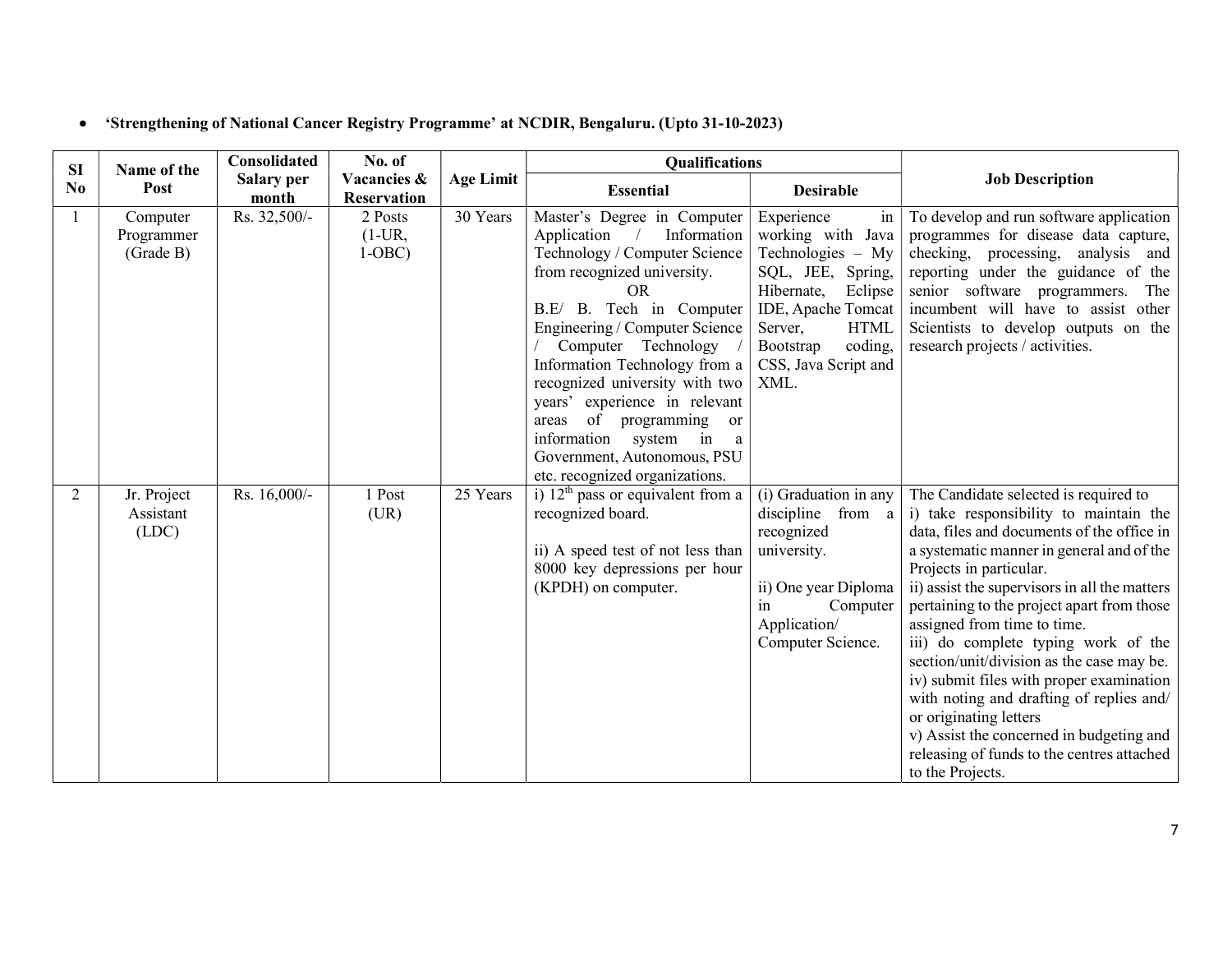- **'Strengthening of National Cancer Registry Programme' at NCDIR, Bengaluru. (Upto 31-10-2023)**

| SI No | Name of the Post | Consolidated Salary per month | No. of Vacancies & Reservation | Age Limit | Qualifications | | Job Description |
|---|---|---|---|---|---|---|---|
| | | | | | Essential | Desirable | |
| 1 | Computer Programmer (Grade B) | Rs. 32,500/- | 2 Posts (1-UR, 1-OBC) | 30 Years | Master's Degree in Computer Application / Information Technology / Computer Science from recognized university. OR B.E/ B. Tech in Computer Engineering / Computer Science / Computer Technology / Information Technology from a recognized university with two years' experience in relevant areas of programming or information system in a Government, Autonomous, PSU etc. recognized organizations. | Experience in working with Java Technologies – My SQL, JEE, Spring, Hibernate, Eclipse IDE, Apache Tomcat Server, HTML Bootstrap coding, CSS, Java Script and XML. | To develop and run software application programmes for disease data capture, checking, processing, analysis and reporting under the guidance of the senior software programmers. The incumbent will have to assist other Scientists to develop outputs on the research projects / activities. |
| 2 | Jr. Project Assistant (LDC) | Rs. 16,000/- | 1 Post (UR) | 25 Years | i) 12th pass or equivalent from a recognized board.<br><br>ii) A speed test of not less than 8000 key depressions per hour (KPDH) on computer. | (i) Graduation in any discipline from a recognized university.<br><br>ii) One year Diploma in Computer Application/ Computer Science. | The Candidate selected is required to<br>i) take responsibility to maintain the data, files and documents of the office in a systematic manner in general and of the Projects in particular.<br>ii) assist the supervisors in all the matters pertaining to the project apart from those assigned from time to time.<br>iii) do complete typing work of the section/unit/division as the case may be.<br>iv) submit files with proper examination with noting and drafting of replies and/ or originating letters<br>v) Assist the concerned in budgeting and releasing of funds to the centres attached to the Projects. |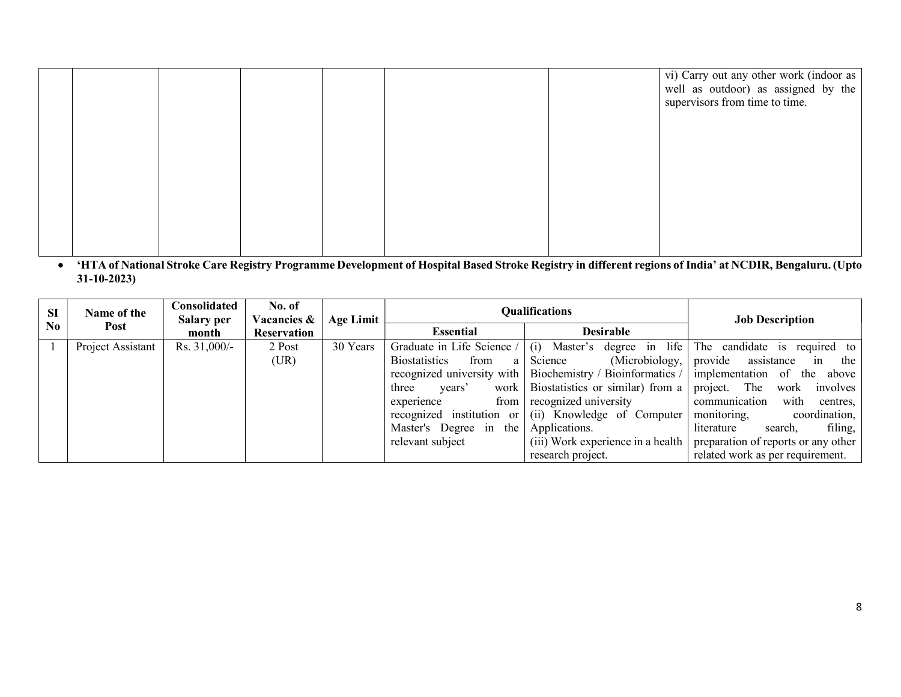| | | | | | | | |
|---|---|---|---|---|---|---|---|
| | | | | | | | vi) Carry out any other work (indoor as well as outdoor) as assigned by the supervisors from time to time. |

- **'HTA of National Stroke Care Registry Programme Development of Hospital Based Stroke Registry in different regions of India' at NCDIR, Bengaluru. (Upto 31-10-2023)**

| SI No | Name of the Post | Consolidated Salary per month | No. of Vacancies & Reservation | Age Limit | Qualifications | | Job Description |
|---|---|---|---|---|---|---|---|
| | | | | | Essential | Desirable | |
| 1 | Project Assistant | Rs. 31,000/- | 2 Post (UR) | 30 Years | Graduate in Life Science / Biostatistics from a recognized university with three years' work experience from recognized institution or Master's Degree in the relevant subject | (i) Master's degree in life Science (Microbiology, Biochemistry / Bioinformatics / Biostatistics or similar) from a recognized university<br>(ii) Knowledge of Computer Applications.<br>(iii) Work experience in a health research project. | The candidate is required to provide assistance in the implementation of the above project. The work involves communication with centres, monitoring, coordination, literature search, filing, preparation of reports or any other related work as per requirement. |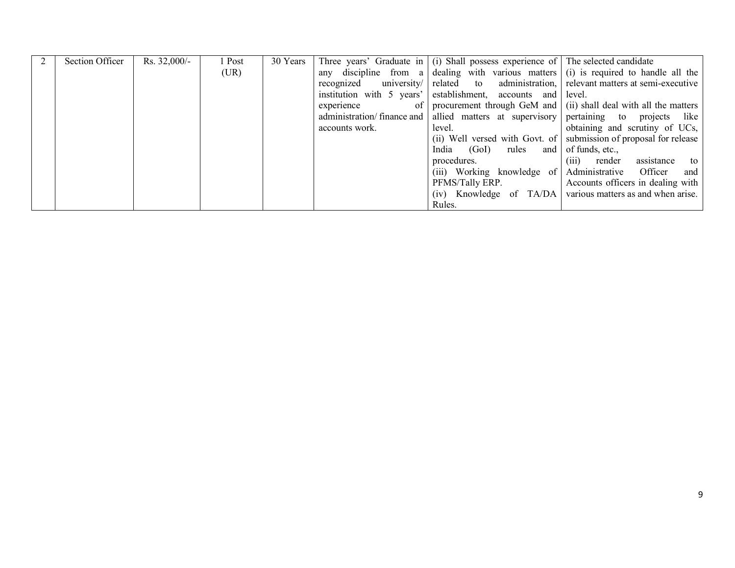| 2 | Section Officer | Rs. 32,000/- | 1 Post (UR) | 30 Years | Three years' Graduate in any discipline from a recognized university/ institution with 5 years' experience of administration/ finance and accounts work. | (i) Shall possess experience of dealing with various matters related to administration, establishment, accounts and procurement through GeM and allied matters at supervisory level.<br>(ii) Well versed with Govt. of India (GoI) rules and procedures.<br>(iii) Working knowledge of PFMS/Tally ERP.<br>(iv) Knowledge of TA/DA Rules. | The selected candidate<br>(i) is required to handle all the relevant matters at semi-executive level.<br>(ii) shall deal with all the matters pertaining to projects like obtaining and scrutiny of UCs, submission of proposal for release of funds, etc.,<br>(iii) render assistance to Administrative Officer and Accounts officers in dealing with various matters as and when arise. |
|---|---|---|---|---|---|---|---|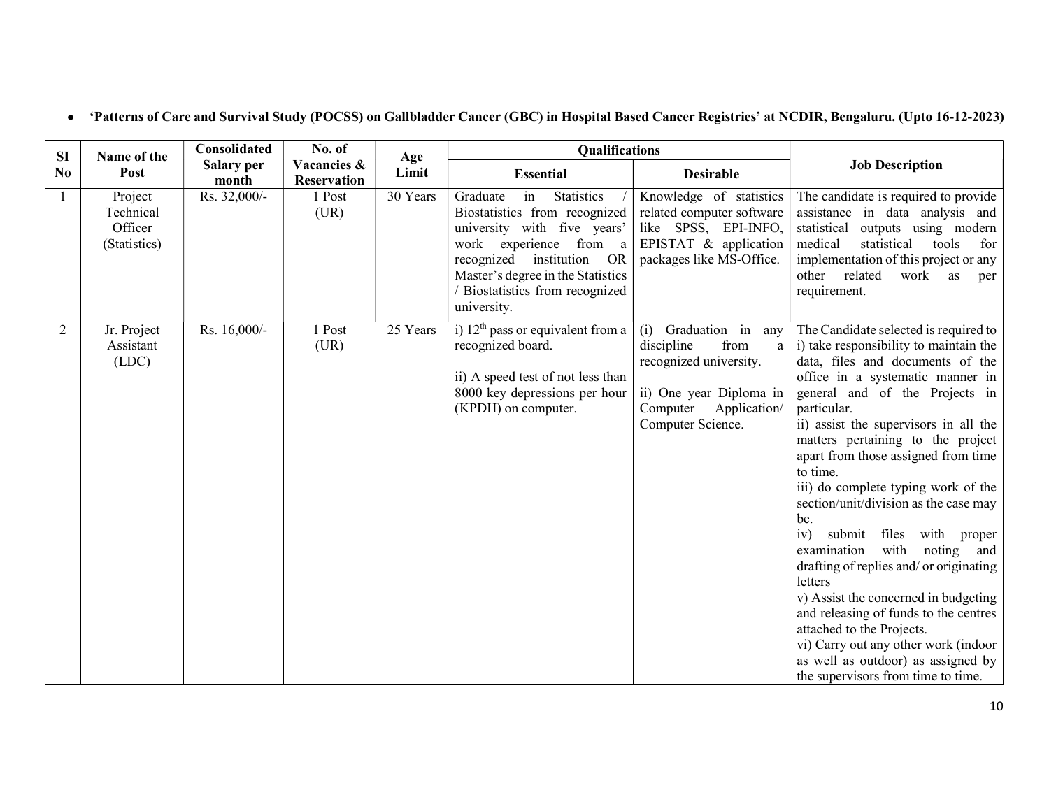- **'Patterns of Care and Survival Study (POCSS) on Gallbladder Cancer (GBC) in Hospital Based Cancer Registries' at NCDIR, Bengaluru. (Upto 16-12-2023)**

| SI No | Name of the Post | Consolidated Salary per month | No. of Vacancies & Reservation | Age Limit | Qualifications | | Job Description |
|---|---|---|---|---|---|---|---|
| | | | | | **Essential** | **Desirable** | |
| 1 | Project Technical Officer (Statistics) | Rs. 32,000/- | 1 Post (UR) | 30 Years | Graduate in Statistics / Biostatistics from recognized university with five years' work experience from a recognized institution OR Master's degree in the Statistics / Biostatistics from recognized university. | Knowledge of statistics related computer software like SPSS, EPI-INFO, EPISTAT & application packages like MS-Office. | The candidate is required to provide assistance in data analysis and statistical outputs using modern medical statistical tools for implementation of this project or any other related work as per requirement. |
| 2 | Jr. Project Assistant (LDC) | Rs. 16,000/- | 1 Post (UR) | 25 Years | i) 12th pass or equivalent from a recognized board.<br><br>ii) A speed test of not less than 8000 key depressions per hour (KPDH) on computer. | (i) Graduation in any discipline from a recognized university.<br><br>ii) One year Diploma in Computer Application/ Computer Science. | The Candidate selected is required to i) take responsibility to maintain the data, files and documents of the office in a systematic manner in general and of the Projects in particular.<br>ii) assist the supervisors in all the matters pertaining to the project apart from those assigned from time to time.<br>iii) do complete typing work of the section/unit/division as the case may be.<br>iv) submit files with proper examination with noting and drafting of replies and/ or originating letters<br>v) Assist the concerned in budgeting and releasing of funds to the centres attached to the Projects.<br>vi) Carry out any other work (indoor as well as outdoor) as assigned by the supervisors from time to time. |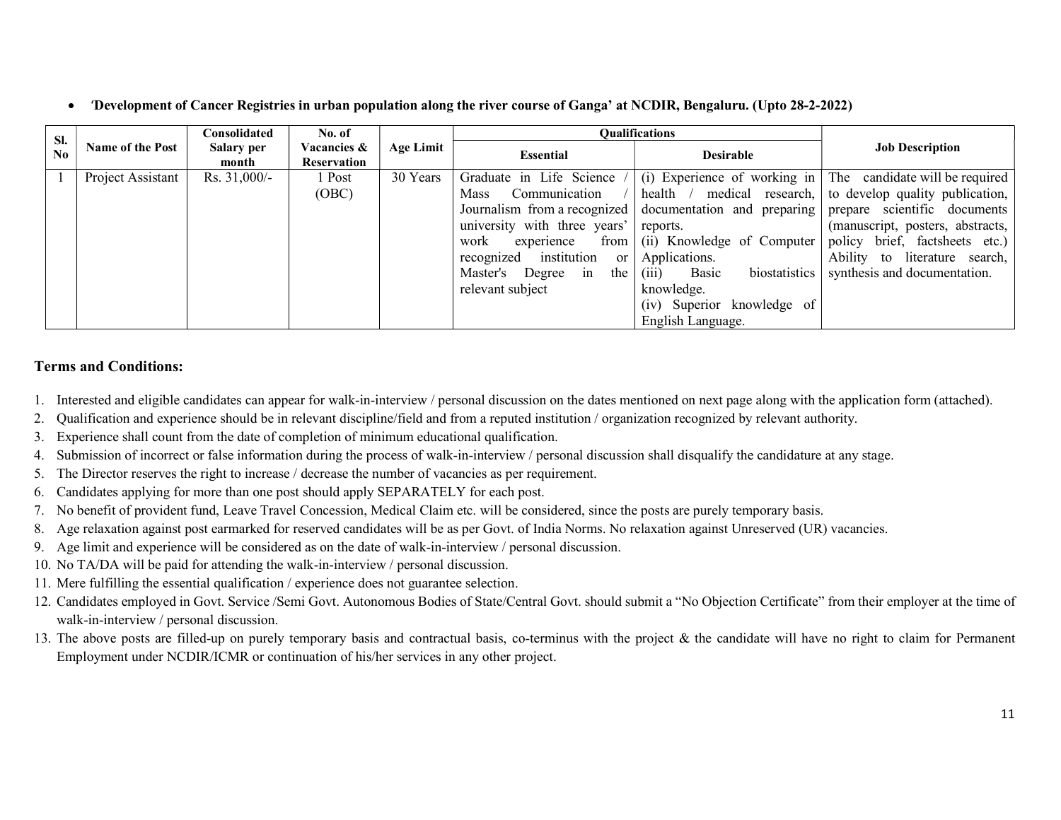- *'Development of Cancer Registries in urban population along the river course of Ganga'* **at NCDIR, Bengaluru. (Upto 28-2-2022)**

| Sl. No | Name of the Post | Consolidated Salary per month | No. of Vacancies & Reservation | Age Limit | Qualifications | | Job Description |
|---|---|---|---|---|---|---|---|
| | | | | | Essential | Desirable | |
| 1 | Project Assistant | Rs. 31,000/- | 1 Post (OBC) | 30 Years | Graduate in Life Science / Mass Communication / Journalism from a recognized university with three years' work experience from recognized institution or Master's Degree in the relevant subject | (i) Experience of working in health / medical research, documentation and preparing reports.<br>(ii) Knowledge of Computer Applications.<br>(iii) Basic biostatistics knowledge.<br>(iv) Superior knowledge of English Language. | The candidate will be required to develop quality publication, prepare scientific documents (manuscript, posters, abstracts, policy brief, factsheets etc.) Ability to literature search, synthesis and documentation. |

## Terms and Conditions:

1. Interested and eligible candidates can appear for walk-in-interview / personal discussion on the dates mentioned on next page along with the application form (attached).
2. Qualification and experience should be in relevant discipline/field and from a reputed institution / organization recognized by relevant authority.
3. Experience shall count from the date of completion of minimum educational qualification.
4. Submission of incorrect or false information during the process of walk-in-interview / personal discussion shall disqualify the candidature at any stage.
5. The Director reserves the right to increase / decrease the number of vacancies as per requirement.
6. Candidates applying for more than one post should apply SEPARATELY for each post.
7. No benefit of provident fund, Leave Travel Concession, Medical Claim etc. will be considered, since the posts are purely temporary basis.
8. Age relaxation against post earmarked for reserved candidates will be as per Govt. of India Norms. No relaxation against Unreserved (UR) vacancies.
9. Age limit and experience will be considered as on the date of walk-in-interview / personal discussion.
10. No TA/DA will be paid for attending the walk-in-interview / personal discussion.
11. Mere fulfilling the essential qualification / experience does not guarantee selection.
12. Candidates employed in Govt. Service /Semi Govt. Autonomous Bodies of State/Central Govt. should submit a "No Objection Certificate" from their employer at the time of walk-in-interview / personal discussion.
13. The above posts are filled-up on purely temporary basis and contractual basis, co-terminus with the project & the candidate will have no right to claim for Permanent Employment under NCDIR/ICMR or continuation of his/her services in any other project.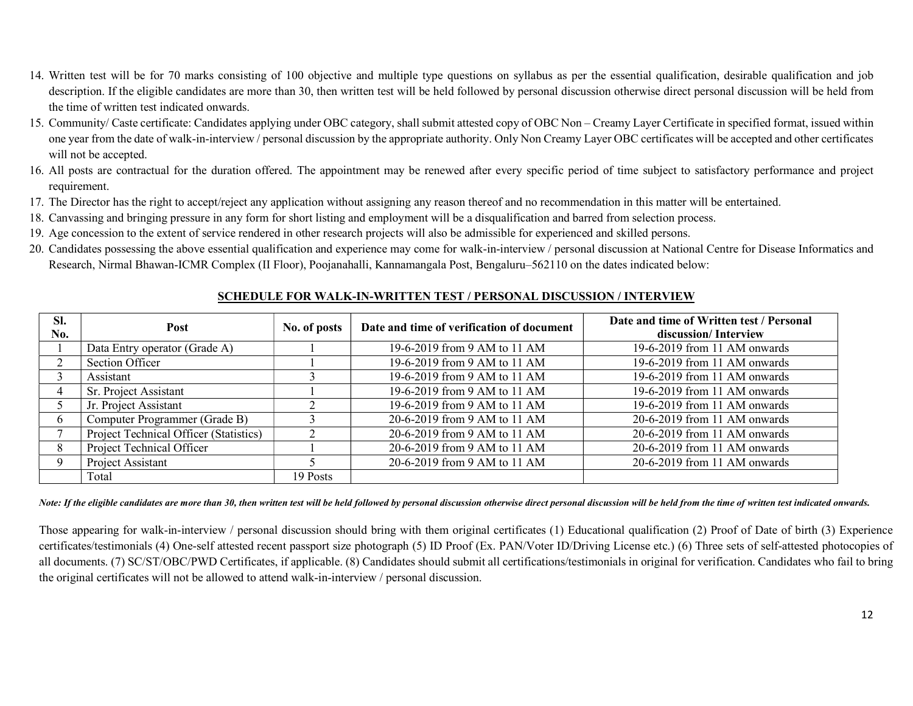14. Written test will be for 70 marks consisting of 100 objective and multiple type questions on syllabus as per the essential qualification, desirable qualification and job description. If the eligible candidates are more than 30, then written test will be held followed by personal discussion otherwise direct personal discussion will be held from the time of written test indicated onwards.
15. Community/ Caste certificate: Candidates applying under OBC category, shall submit attested copy of OBC Non – Creamy Layer Certificate in specified format, issued within one year from the date of walk-in-interview / personal discussion by the appropriate authority. Only Non Creamy Layer OBC certificates will be accepted and other certificates will not be accepted.
16. All posts are contractual for the duration offered. The appointment may be renewed after every specific period of time subject to satisfactory performance and project requirement.
17. The Director has the right to accept/reject any application without assigning any reason thereof and no recommendation in this matter will be entertained.
18. Canvassing and bringing pressure in any form for short listing and employment will be a disqualification and barred from selection process.
19. Age concession to the extent of service rendered in other research projects will also be admissible for experienced and skilled persons.
20. Candidates possessing the above essential qualification and experience may come for walk-in-interview / personal discussion at National Centre for Disease Informatics and Research, Nirmal Bhawan-ICMR Complex (II Floor), Poojanahalli, Kannamangala Post, Bengaluru–562110 on the dates indicated below:

**SCHEDULE FOR WALK-IN-WRITTEN TEST / PERSONAL DISCUSSION / INTERVIEW**

| Sl. No. | Post | No. of posts | Date and time of verification of document | Date and time of Written test / Personal discussion/ Interview |
|---|---|---|---|---|
| 1 | Data Entry operator (Grade A) | 1 | 19-6-2019 from 9 AM to 11 AM | 19-6-2019 from 11 AM onwards |
| 2 | Section Officer | 1 | 19-6-2019 from 9 AM to 11 AM | 19-6-2019 from 11 AM onwards |
| 3 | Assistant | 3 | 19-6-2019 from 9 AM to 11 AM | 19-6-2019 from 11 AM onwards |
| 4 | Sr. Project Assistant | 1 | 19-6-2019 from 9 AM to 11 AM | 19-6-2019 from 11 AM onwards |
| 5 | Jr. Project Assistant | 2 | 19-6-2019 from 9 AM to 11 AM | 19-6-2019 from 11 AM onwards |
| 6 | Computer Programmer (Grade B) | 3 | 20-6-2019 from 9 AM to 11 AM | 20-6-2019 from 11 AM onwards |
| 7 | Project Technical Officer (Statistics) | 2 | 20-6-2019 from 9 AM to 11 AM | 20-6-2019 from 11 AM onwards |
| 8 | Project Technical Officer | 1 | 20-6-2019 from 9 AM to 11 AM | 20-6-2019 from 11 AM onwards |
| 9 | Project Assistant | 5 | 20-6-2019 from 9 AM to 11 AM | 20-6-2019 from 11 AM onwards |
| | Total | 19 Posts | | |

*Note: If the eligible candidates are more than 30, then written test will be held followed by personal discussion otherwise direct personal discussion will be held from the time of written test indicated onwards.*

Those appearing for walk-in-interview / personal discussion should bring with them original certificates (1) Educational qualification (2) Proof of Date of birth (3) Experience certificates/testimonials (4) One-self attested recent passport size photograph (5) ID Proof (Ex. PAN/Voter ID/Driving License etc.) (6) Three sets of self-attested photocopies of all documents. (7) SC/ST/OBC/PWD Certificates, if applicable. (8) Candidates should submit all certifications/testimonials in original for verification. Candidates who fail to bring the original certificates will not be allowed to attend walk-in-interview / personal discussion.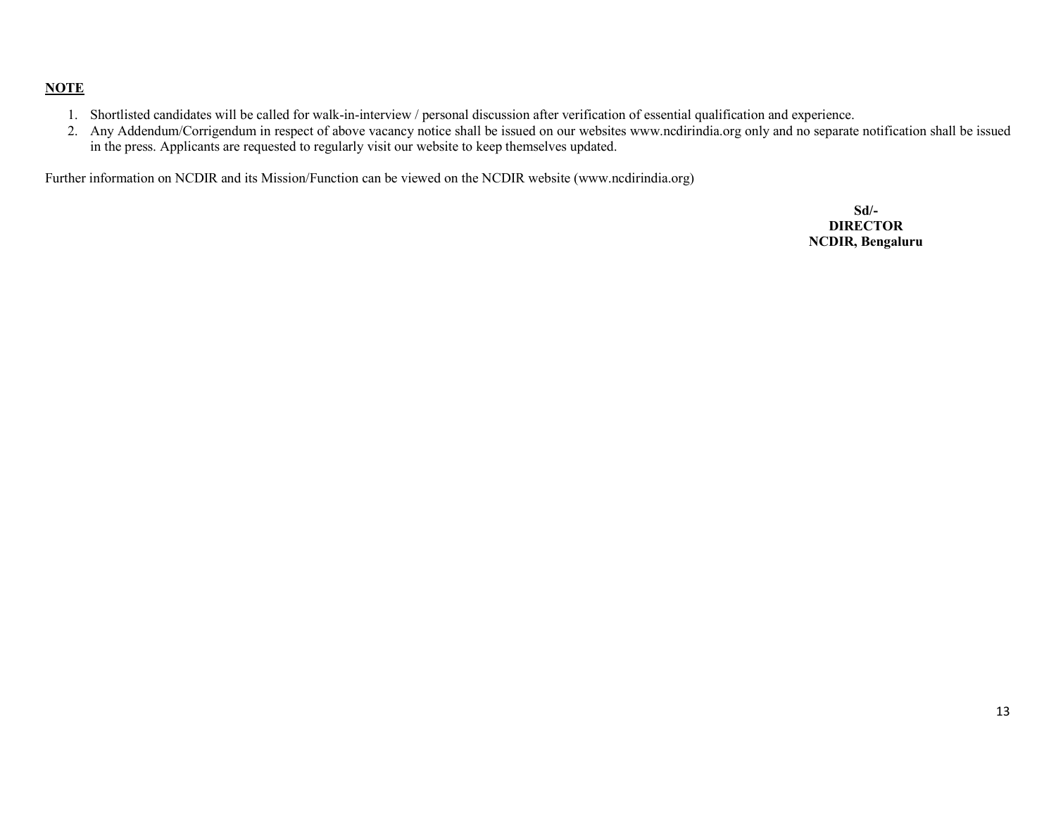**NOTE**

1. Shortlisted candidates will be called for walk-in-interview / personal discussion after verification of essential qualification and experience.
2. Any Addendum/Corrigendum in respect of above vacancy notice shall be issued on our websites www.ncdirindia.org only and no separate notification shall be issued in the press. Applicants are requested to regularly visit our website to keep themselves updated.

Further information on NCDIR and its Mission/Function can be viewed on the NCDIR website (www.ncdirindia.org)

**Sd/-**
**DIRECTOR**
**NCDIR, Bengaluru**